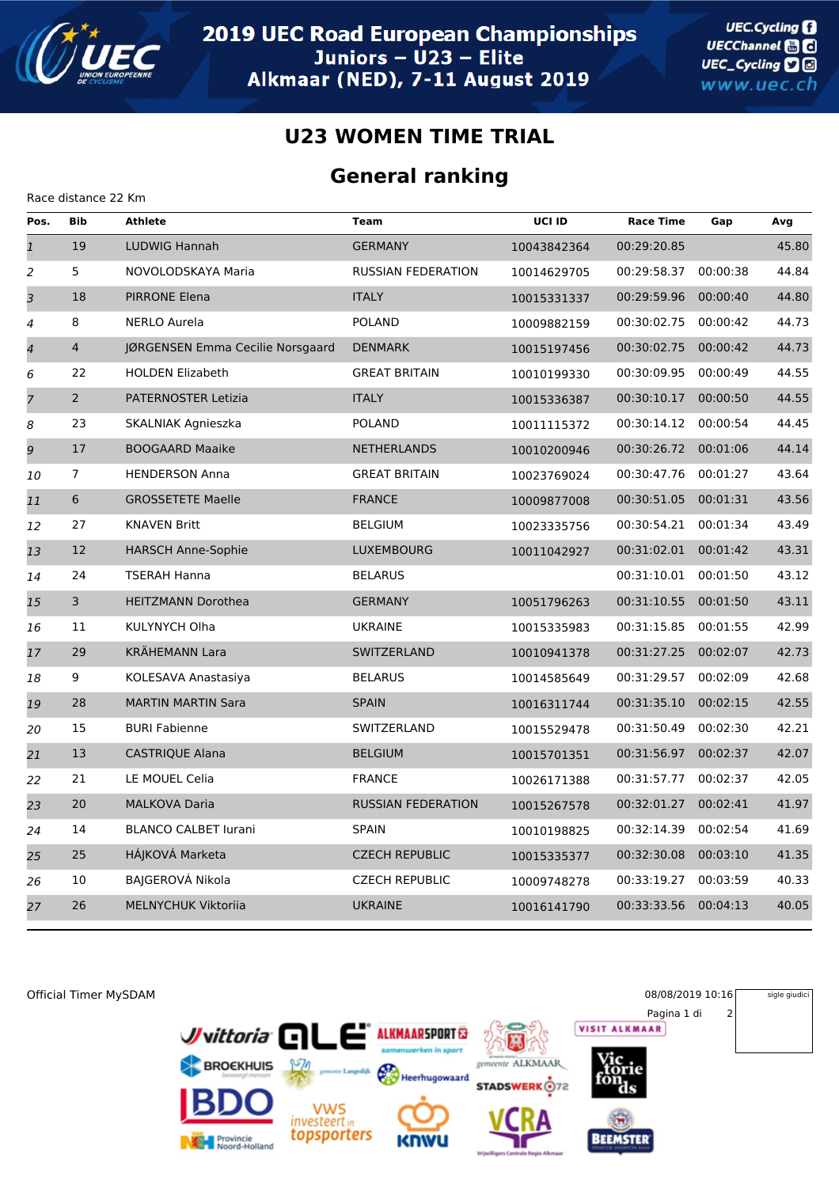# 2019 UEC Road European Championships

## Juniors – U23 – Elite

## Alkmaar (NED), 7-11 August 2019

## U23 WOMEN TIME TRIAL

## General ranking

Race distance 22 Km

| Pos. | Bib | Athlete | Team | UCI ID | Race Time | Gap | Avg |
|---|---|---|---|---|---|---|---|
| 1 | 19 | LUDWIG Hannah | GERMANY | 10043842364 | 00:29:20.85 | | 45.80 |
| 2 | 5 | NOVOLODSKAYA Maria | RUSSIAN FEDERATION | 10014629705 | 00:29:58.37 | 00:00:38 | 44.84 |
| 3 | 18 | PIRRONE Elena | ITALY | 10015331337 | 00:29:59.96 | 00:00:40 | 44.80 |
| 4 | 8 | NERLO Aurela | POLAND | 10009882159 | 00:30:02.75 | 00:00:42 | 44.73 |
| 4 | 4 | JØRGENSEN Emma Cecilie Norsgaard | DENMARK | 10015197456 | 00:30:02.75 | 00:00:42 | 44.73 |
| 6 | 22 | HOLDEN Elizabeth | GREAT BRITAIN | 10010199330 | 00:30:09.95 | 00:00:49 | 44.55 |
| 7 | 2 | PATERNOSTER Letizia | ITALY | 10015336387 | 00:30:10.17 | 00:00:50 | 44.55 |
| 8 | 23 | SKALNIAK Agnieszka | POLAND | 10011115372 | 00:30:14.12 | 00:00:54 | 44.45 |
| 9 | 17 | BOOGAARD Maaike | NETHERLANDS | 10010200946 | 00:30:26.72 | 00:01:06 | 44.14 |
| 10 | 7 | HENDERSON Anna | GREAT BRITAIN | 10023769024 | 00:30:47.76 | 00:01:27 | 43.64 |
| 11 | 6 | GROSSETETE Maelle | FRANCE | 10009877008 | 00:30:51.05 | 00:01:31 | 43.56 |
| 12 | 27 | KNAVEN Britt | BELGIUM | 10023335756 | 00:30:54.21 | 00:01:34 | 43.49 |
| 13 | 12 | HARSCH Anne-Sophie | LUXEMBOURG | 10011042927 | 00:31:02.01 | 00:01:42 | 43.31 |
| 14 | 24 | TSERAH Hanna | BELARUS | | 00:31:10.01 | 00:01:50 | 43.12 |
| 15 | 3 | HEITZMANN Dorothea | GERMANY | 10051796263 | 00:31:10.55 | 00:01:50 | 43.11 |
| 16 | 11 | KULYNYCH Olha | UKRAINE | 10015335983 | 00:31:15.85 | 00:01:55 | 42.99 |
| 17 | 29 | KRÄHEMANN Lara | SWITZERLAND | 10010941378 | 00:31:27.25 | 00:02:07 | 42.73 |
| 18 | 9 | KOLESAVA Anastasiya | BELARUS | 10014585649 | 00:31:29.57 | 00:02:09 | 42.68 |
| 19 | 28 | MARTIN MARTIN Sara | SPAIN | 10016311744 | 00:31:35.10 | 00:02:15 | 42.55 |
| 20 | 15 | BURI Fabienne | SWITZERLAND | 10015529478 | 00:31:50.49 | 00:02:30 | 42.21 |
| 21 | 13 | CASTRIQUE Alana | BELGIUM | 10015701351 | 00:31:56.97 | 00:02:37 | 42.07 |
| 22 | 21 | LE MOUEL Celia | FRANCE | 10026171388 | 00:31:57.77 | 00:02:37 | 42.05 |
| 23 | 20 | MALKOVA Daria | RUSSIAN FEDERATION | 10015267578 | 00:32:01.27 | 00:02:41 | 41.97 |
| 24 | 14 | BLANCO CALBET Iurani | SPAIN | 10010198825 | 00:32:14.39 | 00:02:54 | 41.69 |
| 25 | 25 | HÁJKOVÁ Marketa | CZECH REPUBLIC | 10015335377 | 00:32:30.08 | 00:03:10 | 41.35 |
| 26 | 10 | BAJGEROVÁ Nikola | CZECH REPUBLIC | 10009748278 | 00:33:19.27 | 00:03:59 | 40.33 |
| 27 | 26 | MELNYCHUK Viktoriia | UKRAINE | 10016141790 | 00:33:33.56 | 00:04:13 | 40.05 |

Official Timer MySDAM

08/08/2019 10:16

sigle giudici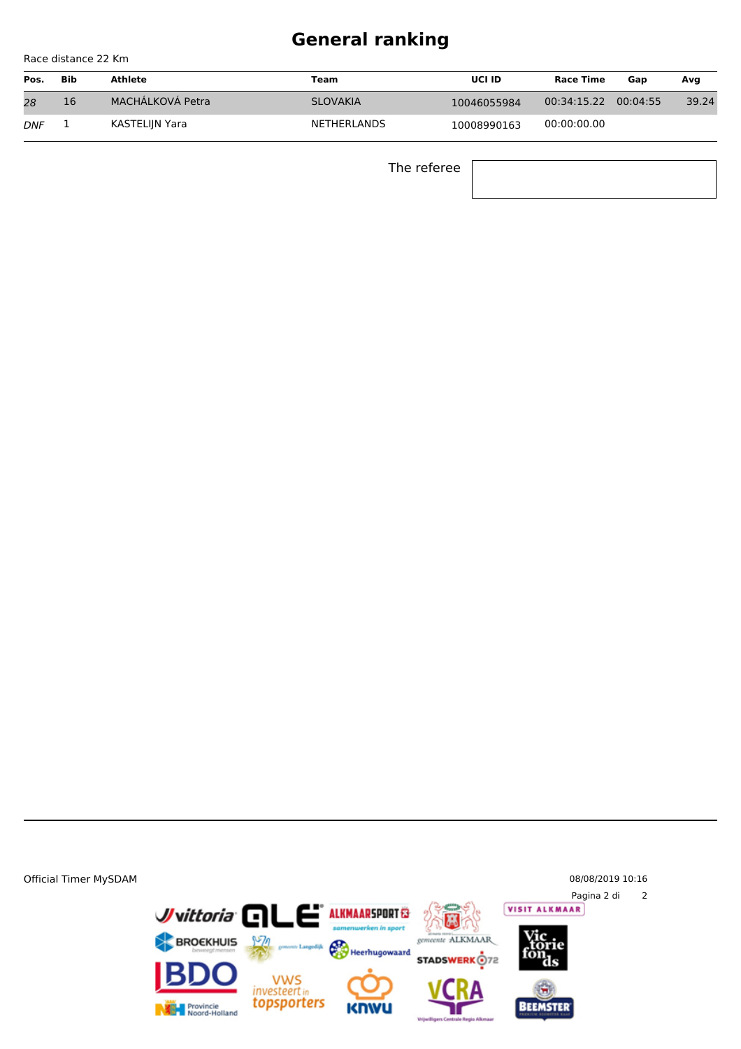# General ranking

Race distance 22 Km

| Pos. | Bib | Athlete | Team | UCI ID | Race Time | Gap | Avg |
|---|---|---|---|---|---|---|---|
| *28* | 16 | MACHÁLKOVÁ Petra | SLOVAKIA | 10046055984 | 00:34:15.22 | 00:04:55 | 39.24 |
| *DNF* | 1 | KASTELIJN Yara | NETHERLANDS | 10008990163 | 00:00:00.00 | | |

The referee

Official Timer MySDAM

08/08/2019 10:16